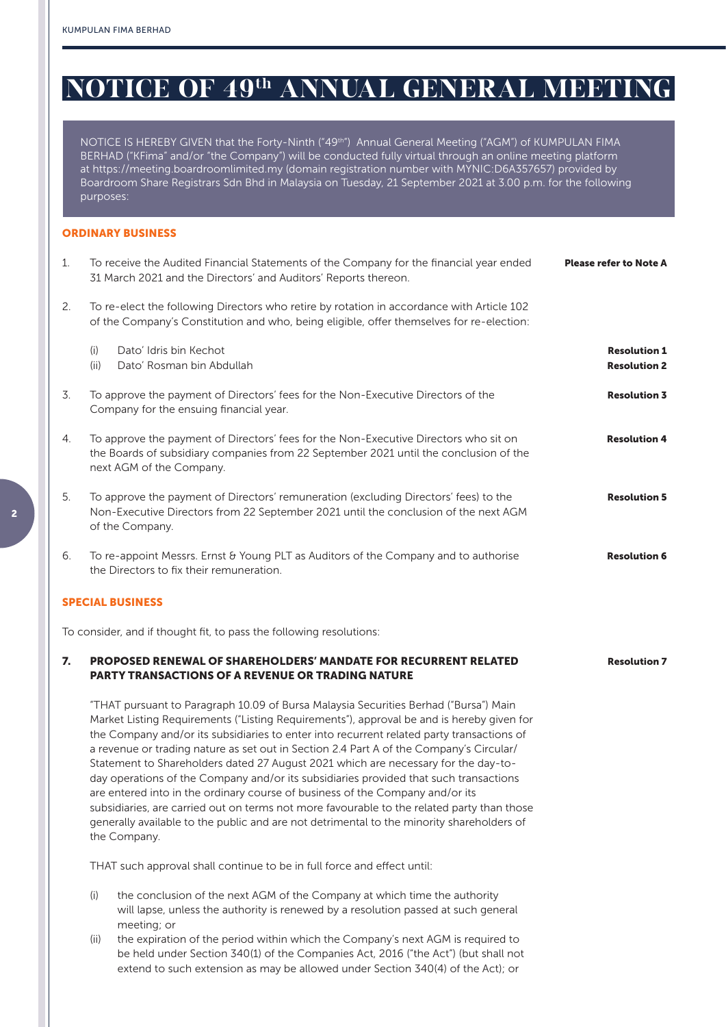# NOTICE OF 49th ANNUAL GENERAL MEETING

NOTICE IS HEREBY GIVEN that the Forty-Ninth ("49th") Annual General Meeting ("AGM") of KUMPULAN FIMA BERHAD ("KFima" and/or "the Company") will be conducted fully virtual through an online meeting platform at https://meeting.boardroomlimited.my (domain registration number with MYNIC:D6A357657) provided by Boardroom Share Registrars Sdn Bhd in Malaysia on Tuesday, 21 September 2021 at 3.00 p.m. for the following purposes:

## ORDINARY BUSINESS

1. To receive the Audited Financial Statements of the Company for the financial year ended 31 March 2021 and the Directors' and Auditors' Reports thereon. — **Please refer to Note A**

2. To re-elect the following Directors who retire by rotation in accordance with Article 102 of the Company's Constitution and who, being eligible, offer themselves for re-election:

   (i) Dato' Idris bin Kechot — **Resolution 1**

   (ii) Dato' Rosman bin Abdullah — **Resolution 2**

3. To approve the payment of Directors' fees for the Non-Executive Directors of the Company for the ensuing financial year. — **Resolution 3**

4. To approve the payment of Directors' fees for the Non-Executive Directors who sit on the Boards of subsidiary companies from 22 September 2021 until the conclusion of the next AGM of the Company. — **Resolution 4**

5. To approve the payment of Directors' remuneration (excluding Directors' fees) to the Non-Executive Directors from 22 September 2021 until the conclusion of the next AGM of the Company. — **Resolution 5**

6. To re-appoint Messrs. Ernst & Young PLT as Auditors of the Company and to authorise the Directors to fix their remuneration. — **Resolution 6**

## SPECIAL BUSINESS

To consider, and if thought fit, to pass the following resolutions:

**7. PROPOSED RENEWAL OF SHAREHOLDERS' MANDATE FOR RECURRENT RELATED PARTY TRANSACTIONS OF A REVENUE OR TRADING NATURE** — **Resolution 7**

"THAT pursuant to Paragraph 10.09 of Bursa Malaysia Securities Berhad ("Bursa") Main Market Listing Requirements ("Listing Requirements"), approval be and is hereby given for the Company and/or its subsidiaries to enter into recurrent related party transactions of a revenue or trading nature as set out in Section 2.4 Part A of the Company's Circular/ Statement to Shareholders dated 27 August 2021 which are necessary for the day-to-day operations of the Company and/or its subsidiaries provided that such transactions are entered into in the ordinary course of business of the Company and/or its subsidiaries, are carried out on terms not more favourable to the related party than those generally available to the public and are not detrimental to the minority shareholders of the Company.

THAT such approval shall continue to be in full force and effect until:

(i) the conclusion of the next AGM of the Company at which time the authority will lapse, unless the authority is renewed by a resolution passed at such general meeting; or

(ii) the expiration of the period within which the Company's next AGM is required to be held under Section 340(1) of the Companies Act, 2016 ("the Act") (but shall not extend to such extension as may be allowed under Section 340(4) of the Act); or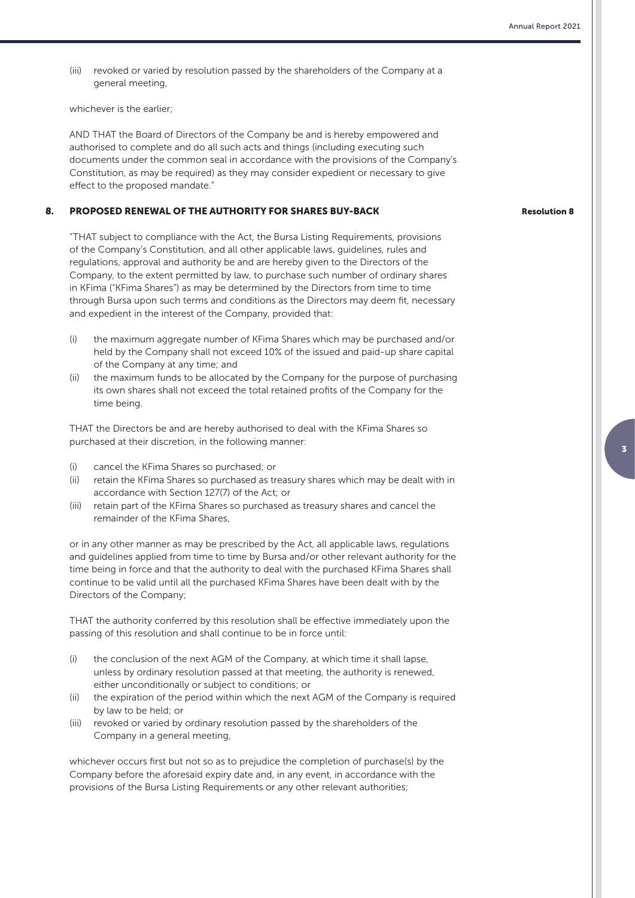(iii) revoked or varied by resolution passed by the shareholders of the Company at a general meeting,

whichever is the earlier;

AND THAT the Board of Directors of the Company be and is hereby empowered and authorised to complete and do all such acts and things (including executing such documents under the common seal in accordance with the provisions of the Company's Constitution, as may be required) as they may consider expedient or necessary to give effect to the proposed mandate."

### 8. PROPOSED RENEWAL OF THE AUTHORITY FOR SHARES BUY-BACK **Resolution 8**

"THAT subject to compliance with the Act, the Bursa Listing Requirements, provisions of the Company's Constitution, and all other applicable laws, guidelines, rules and regulations, approval and authority be and are hereby given to the Directors of the Company, to the extent permitted by law, to purchase such number of ordinary shares in KFima ("KFima Shares") as may be determined by the Directors from time to time through Bursa upon such terms and conditions as the Directors may deem fit, necessary and expedient in the interest of the Company, provided that:

(i) the maximum aggregate number of KFima Shares which may be purchased and/or held by the Company shall not exceed 10% of the issued and paid-up share capital of the Company at any time; and
(ii) the maximum funds to be allocated by the Company for the purpose of purchasing its own shares shall not exceed the total retained profits of the Company for the time being.

THAT the Directors be and are hereby authorised to deal with the KFima Shares so purchased at their discretion, in the following manner:

(i) cancel the KFima Shares so purchased; or
(ii) retain the KFima Shares so purchased as treasury shares which may be dealt with in accordance with Section 127(7) of the Act; or
(iii) retain part of the KFima Shares so purchased as treasury shares and cancel the remainder of the KFima Shares,

or in any other manner as may be prescribed by the Act, all applicable laws, regulations and guidelines applied from time to time by Bursa and/or other relevant authority for the time being in force and that the authority to deal with the purchased KFima Shares shall continue to be valid until all the purchased KFima Shares have been dealt with by the Directors of the Company;

THAT the authority conferred by this resolution shall be effective immediately upon the passing of this resolution and shall continue to be in force until:

(i) the conclusion of the next AGM of the Company, at which time it shall lapse, unless by ordinary resolution passed at that meeting, the authority is renewed, either unconditionally or subject to conditions; or
(ii) the expiration of the period within which the next AGM of the Company is required by law to be held; or
(iii) revoked or varied by ordinary resolution passed by the shareholders of the Company in a general meeting,

whichever occurs first but not so as to prejudice the completion of purchase(s) by the Company before the aforesaid expiry date and, in any event, in accordance with the provisions of the Bursa Listing Requirements or any other relevant authorities;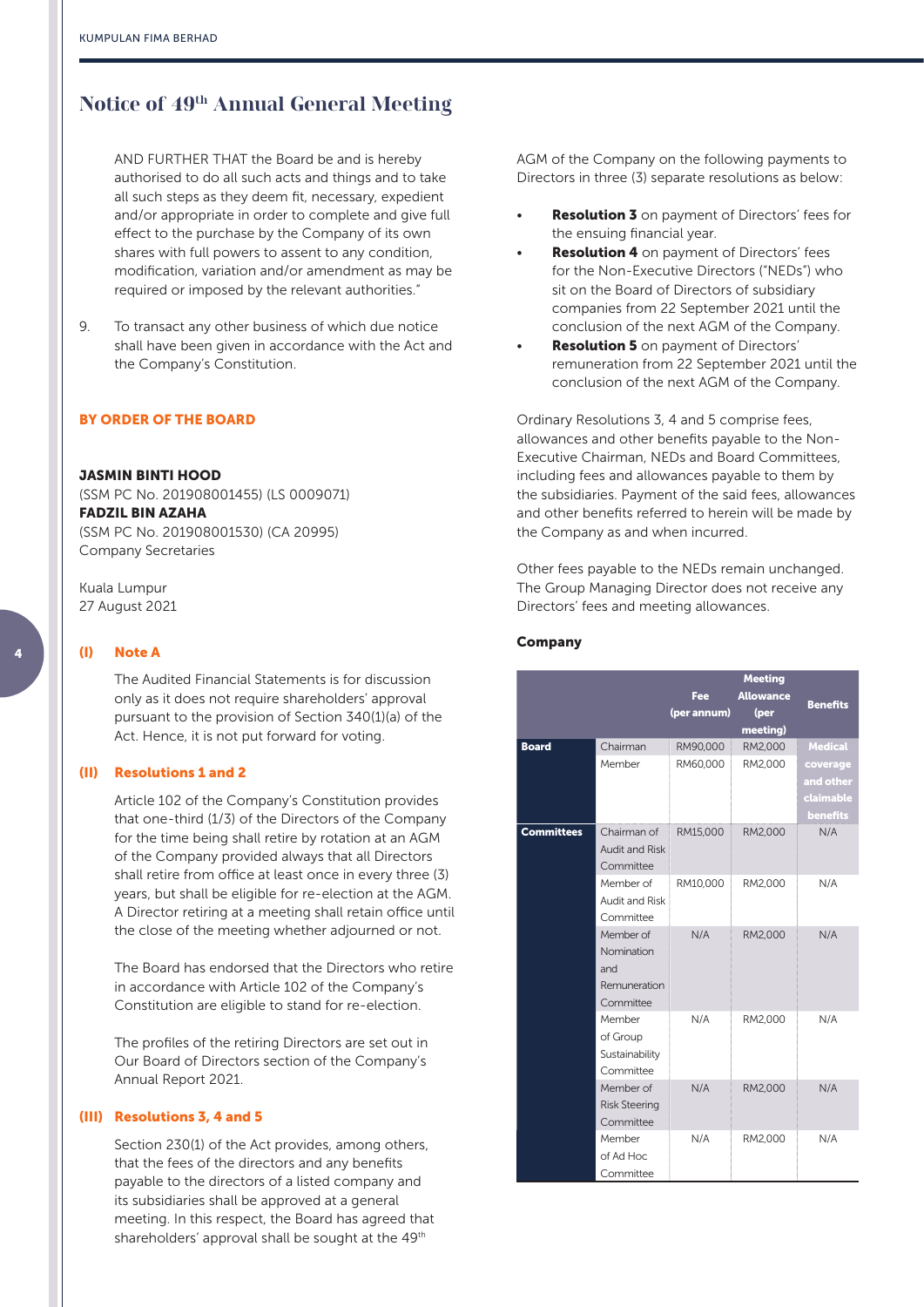# Notice of 49th Annual General Meeting

AND FURTHER THAT the Board be and is hereby authorised to do all such acts and things and to take all such steps as they deem fit, necessary, expedient and/or appropriate in order to complete and give full effect to the purchase by the Company of its own shares with full powers to assent to any condition, modification, variation and/or amendment as may be required or imposed by the relevant authorities."

9. To transact any other business of which due notice shall have been given in accordance with the Act and the Company's Constitution.

**BY ORDER OF THE BOARD**

**JASMIN BINTI HOOD**
(SSM PC No. 201908001455) (LS 0009071)
**FADZIL BIN AZAHA**
(SSM PC No. 201908001530) (CA 20995)
Company Secretaries

Kuala Lumpur
27 August 2021

### (I) Note A

The Audited Financial Statements is for discussion only as it does not require shareholders' approval pursuant to the provision of Section 340(1)(a) of the Act. Hence, it is not put forward for voting.

### (II) Resolutions 1 and 2

Article 102 of the Company's Constitution provides that one-third (1/3) of the Directors of the Company for the time being shall retire by rotation at an AGM of the Company provided always that all Directors shall retire from office at least once in every three (3) years, but shall be eligible for re-election at the AGM. A Director retiring at a meeting shall retain office until the close of the meeting whether adjourned or not.

The Board has endorsed that the Directors who retire in accordance with Article 102 of the Company's Constitution are eligible to stand for re-election.

The profiles of the retiring Directors are set out in Our Board of Directors section of the Company's Annual Report 2021.

### (III) Resolutions 3, 4 and 5

Section 230(1) of the Act provides, among others, that the fees of the directors and any benefits payable to the directors of a listed company and its subsidiaries shall be approved at a general meeting. In this respect, the Board has agreed that shareholders' approval shall be sought at the 49th AGM of the Company on the following payments to Directors in three (3) separate resolutions as below:

- **Resolution 3** on payment of Directors' fees for the ensuing financial year.
- **Resolution 4** on payment of Directors' fees for the Non-Executive Directors ("NEDs") who sit on the Board of Directors of subsidiary companies from 22 September 2021 until the conclusion of the next AGM of the Company.
- **Resolution 5** on payment of Directors' remuneration from 22 September 2021 until the conclusion of the next AGM of the Company.

Ordinary Resolutions 3, 4 and 5 comprise fees, allowances and other benefits payable to the Non-Executive Chairman, NEDs and Board Committees, including fees and allowances payable to them by the subsidiaries. Payment of the said fees, allowances and other benefits referred to herein will be made by the Company as and when incurred.

Other fees payable to the NEDs remain unchanged. The Group Managing Director does not receive any Directors' fees and meeting allowances.

**Company**

| | | Fee (per annum) | Meeting Allowance (per meeting) | Benefits |
|---|---|---|---|---|
| **Board** | Chairman | RM90,000 | RM2,000 | Medical coverage and other claimable benefits |
| | Member | RM60,000 | RM2,000 | |
| **Committees** | Chairman of Audit and Risk Committee | RM15,000 | RM2,000 | N/A |
| | Member of Audit and Risk Committee | RM10,000 | RM2,000 | N/A |
| | Member of Nomination and Remuneration Committee | N/A | RM2,000 | N/A |
| | Member of Group Sustainability Committee | N/A | RM2,000 | N/A |
| | Member of Risk Steering Committee | N/A | RM2,000 | N/A |
| | Member of Ad Hoc Committee | N/A | RM2,000 | N/A |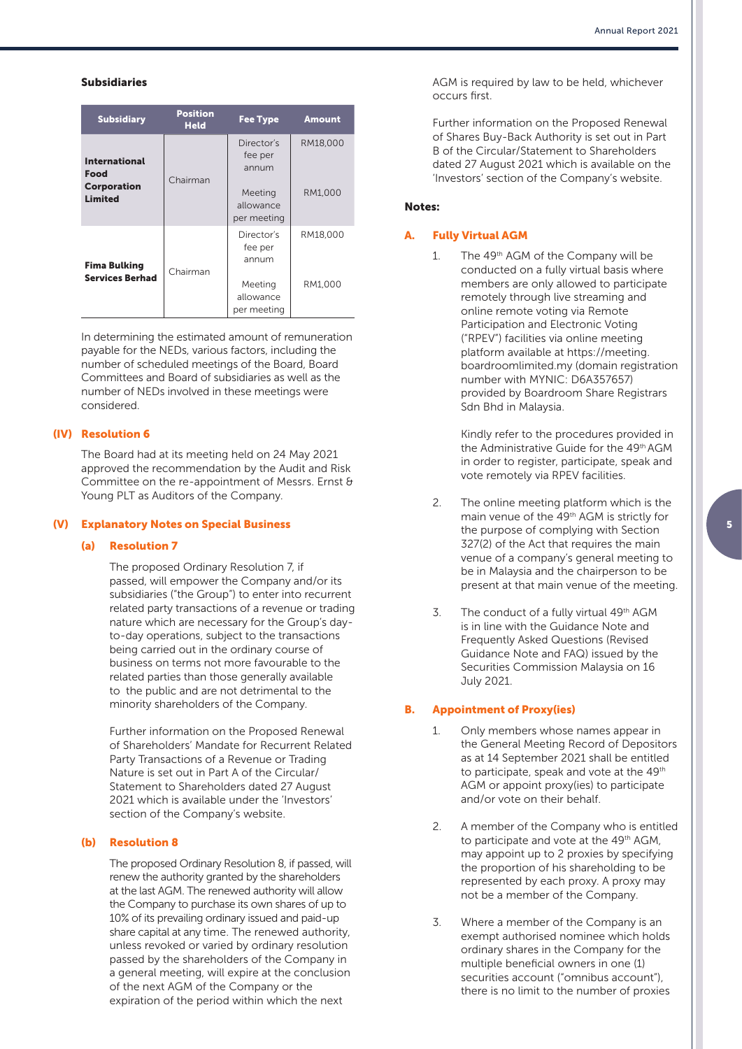### Subsidiaries

| Subsidiary | Position Held | Fee Type | Amount |
|---|---|---|---|
| **International Food Corporation Limited** | Chairman | Director's fee per annum | RM18,000 |
| | | Meeting allowance per meeting | RM1,000 |
| **Fima Bulking Services Berhad** | Chairman | Director's fee per annum | RM18,000 |
| | | Meeting allowance per meeting | RM1,000 |

In determining the estimated amount of remuneration payable for the NEDs, various factors, including the number of scheduled meetings of the Board, Board Committees and Board of subsidiaries as well as the number of NEDs involved in these meetings were considered.

### (IV) Resolution 6

The Board had at its meeting held on 24 May 2021 approved the recommendation by the Audit and Risk Committee on the re-appointment of Messrs. Ernst & Young PLT as Auditors of the Company.

### (V) Explanatory Notes on Special Business

#### (a) Resolution 7

The proposed Ordinary Resolution 7, if passed, will empower the Company and/or its subsidiaries ("the Group") to enter into recurrent related party transactions of a revenue or trading nature which are necessary for the Group's day-to-day operations, subject to the transactions being carried out in the ordinary course of business on terms not more favourable to the related parties than those generally available to the public and are not detrimental to the minority shareholders of the Company.

Further information on the Proposed Renewal of Shareholders' Mandate for Recurrent Related Party Transactions of a Revenue or Trading Nature is set out in Part A of the Circular/Statement to Shareholders dated 27 August 2021 which is available under the 'Investors' section of the Company's website.

#### (b) Resolution 8

The proposed Ordinary Resolution 8, if passed, will renew the authority granted by the shareholders at the last AGM. The renewed authority will allow the Company to purchase its own shares of up to 10% of its prevailing ordinary issued and paid-up share capital at any time. The renewed authority, unless revoked or varied by ordinary resolution passed by the shareholders of the Company in a general meeting, will expire at the conclusion of the next AGM of the Company or the expiration of the period within which the next AGM is required by law to be held, whichever occurs first.

Further information on the Proposed Renewal of Shares Buy-Back Authority is set out in Part B of the Circular/Statement to Shareholders dated 27 August 2021 which is available on the 'Investors' section of the Company's website.

## Notes:

### A. Fully Virtual AGM

1. The 49th AGM of the Company will be conducted on a fully virtual basis where members are only allowed to participate remotely through live streaming and online remote voting via Remote Participation and Electronic Voting ("RPEV") facilities via online meeting platform available at https://meeting.boardroomlimited.my (domain registration number with MYNIC: D6A357657) provided by Boardroom Share Registrars Sdn Bhd in Malaysia.

   Kindly refer to the procedures provided in the Administrative Guide for the 49th AGM in order to register, participate, speak and vote remotely via RPEV facilities.

2. The online meeting platform which is the main venue of the 49th AGM is strictly for the purpose of complying with Section 327(2) of the Act that requires the main venue of a company's general meeting to be in Malaysia and the chairperson to be present at that main venue of the meeting.

3. The conduct of a fully virtual 49th AGM is in line with the Guidance Note and Frequently Asked Questions (Revised Guidance Note and FAQ) issued by the Securities Commission Malaysia on 16 July 2021.

### B. Appointment of Proxy(ies)

1. Only members whose names appear in the General Meeting Record of Depositors as at 14 September 2021 shall be entitled to participate, speak and vote at the 49th AGM or appoint proxy(ies) to participate and/or vote on their behalf.

2. A member of the Company who is entitled to participate and vote at the 49th AGM, may appoint up to 2 proxies by specifying the proportion of his shareholding to be represented by each proxy. A proxy may not be a member of the Company.

3. Where a member of the Company is an exempt authorised nominee which holds ordinary shares in the Company for the multiple beneficial owners in one (1) securities account ("omnibus account"), there is no limit to the number of proxies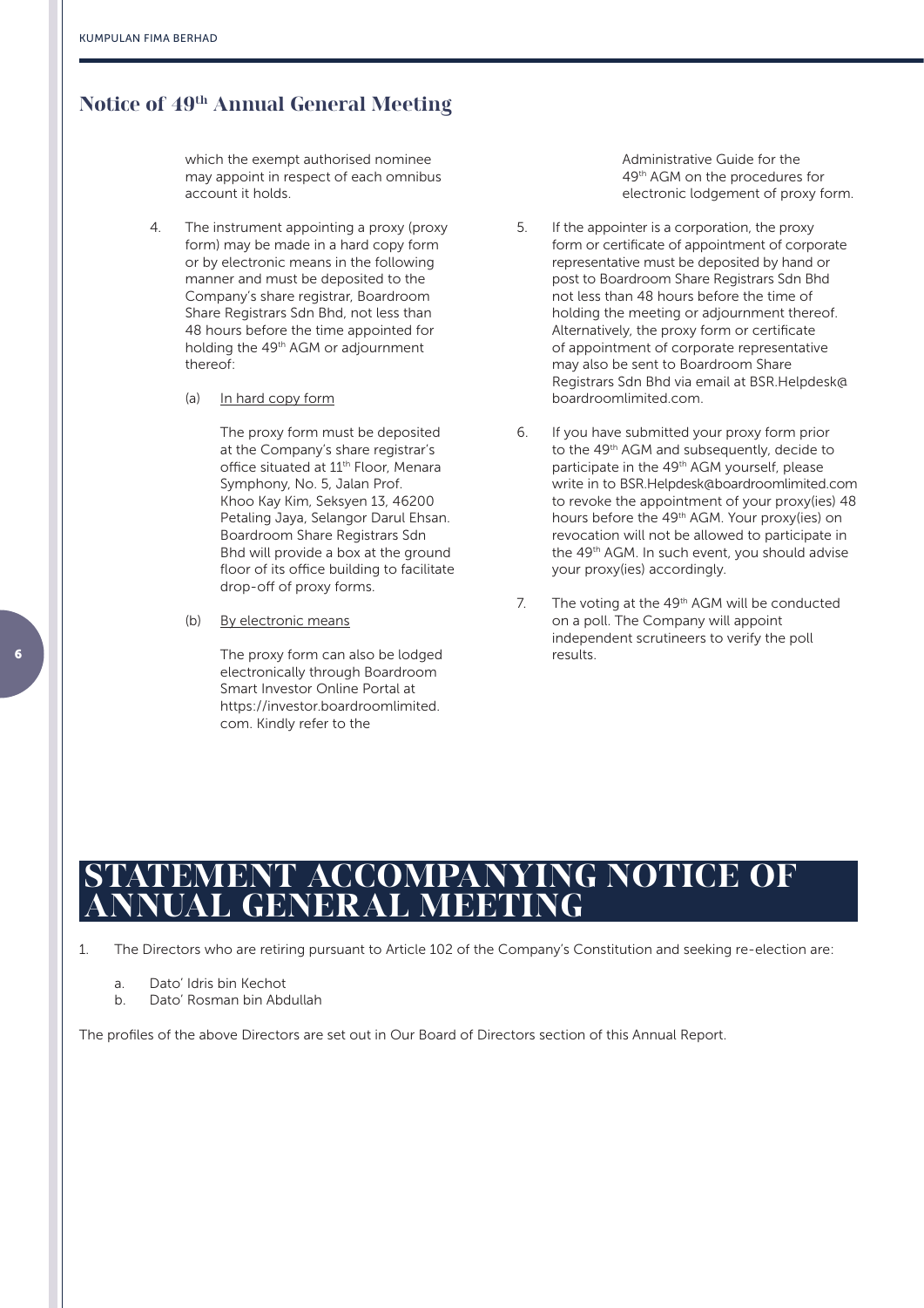## Notice of 49th Annual General Meeting

which the exempt authorised nominee may appoint in respect of each omnibus account it holds.

4. The instrument appointing a proxy (proxy form) may be made in a hard copy form or by electronic means in the following manner and must be deposited to the Company's share registrar, Boardroom Share Registrars Sdn Bhd, not less than 48 hours before the time appointed for holding the 49th AGM or adjournment thereof:

   (a) In hard copy form

   The proxy form must be deposited at the Company's share registrar's office situated at 11th Floor, Menara Symphony, No. 5, Jalan Prof. Khoo Kay Kim, Seksyen 13, 46200 Petaling Jaya, Selangor Darul Ehsan. Boardroom Share Registrars Sdn Bhd will provide a box at the ground floor of its office building to facilitate drop-off of proxy forms.

   (b) By electronic means

   The proxy form can also be lodged electronically through Boardroom Smart Investor Online Portal at https://investor.boardroomlimited.com. Kindly refer to the Administrative Guide for the 49th AGM on the procedures for electronic lodgement of proxy form.

5. If the appointer is a corporation, the proxy form or certificate of appointment of corporate representative must be deposited by hand or post to Boardroom Share Registrars Sdn Bhd not less than 48 hours before the time of holding the meeting or adjournment thereof. Alternatively, the proxy form or certificate of appointment of corporate representative may also be sent to Boardroom Share Registrars Sdn Bhd via email at BSR.Helpdesk@boardroomlimited.com.

6. If you have submitted your proxy form prior to the 49th AGM and subsequently, decide to participate in the 49th AGM yourself, please write in to BSR.Helpdesk@boardroomlimited.com to revoke the appointment of your proxy(ies) 48 hours before the 49th AGM. Your proxy(ies) on revocation will not be allowed to participate in the 49th AGM. In such event, you should advise your proxy(ies) accordingly.

7. The voting at the 49th AGM will be conducted on a poll. The Company will appoint independent scrutineers to verify the poll results.

# STATEMENT ACCOMPANYING NOTICE OF ANNUAL GENERAL MEETING

1. The Directors who are retiring pursuant to Article 102 of the Company's Constitution and seeking re-election are:

   a. Dato' Idris bin Kechot
   b. Dato' Rosman bin Abdullah

The profiles of the above Directors are set out in Our Board of Directors section of this Annual Report.